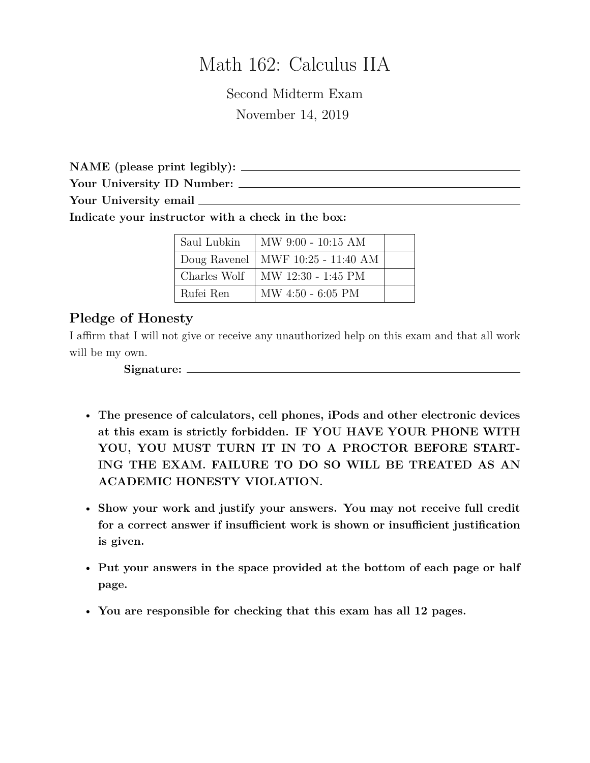# Math 162: Calculus IIA

Second Midterm Exam

November 14, 2019

**NAME (please print legibly):** ______________________________

**Your University ID Number:** ______________________________

**Your University email** ______________________________

**Indicate your instructor with a check in the box:**

| | | |
|---|---|---|
| Saul Lubkin | MW 9:00 - 10:15 AM | |
| Doug Ravenel | MWF 10:25 - 11:40 AM | |
| Charles Wolf | MW 12:30 - 1:45 PM | |
| Rufei Ren | MW 4:50 - 6:05 PM | |

## Pledge of Honesty

I affirm that I will not give or receive any unauthorized help on this exam and that all work will be my own.

**Signature:** ______________________________

- **The presence of calculators, cell phones, iPods and other electronic devices at this exam is strictly forbidden. IF YOU HAVE YOUR PHONE WITH YOU, YOU MUST TURN IT IN TO A PROCTOR BEFORE STARTING THE EXAM. FAILURE TO DO SO WILL BE TREATED AS AN ACADEMIC HONESTY VIOLATION.**
- **Show your work and justify your answers. You may not receive full credit for a correct answer if insufficient work is shown or insufficient justification is given.**
- **Put your answers in the space provided at the bottom of each page or half page.**
- **You are responsible for checking that this exam has all 12 pages.**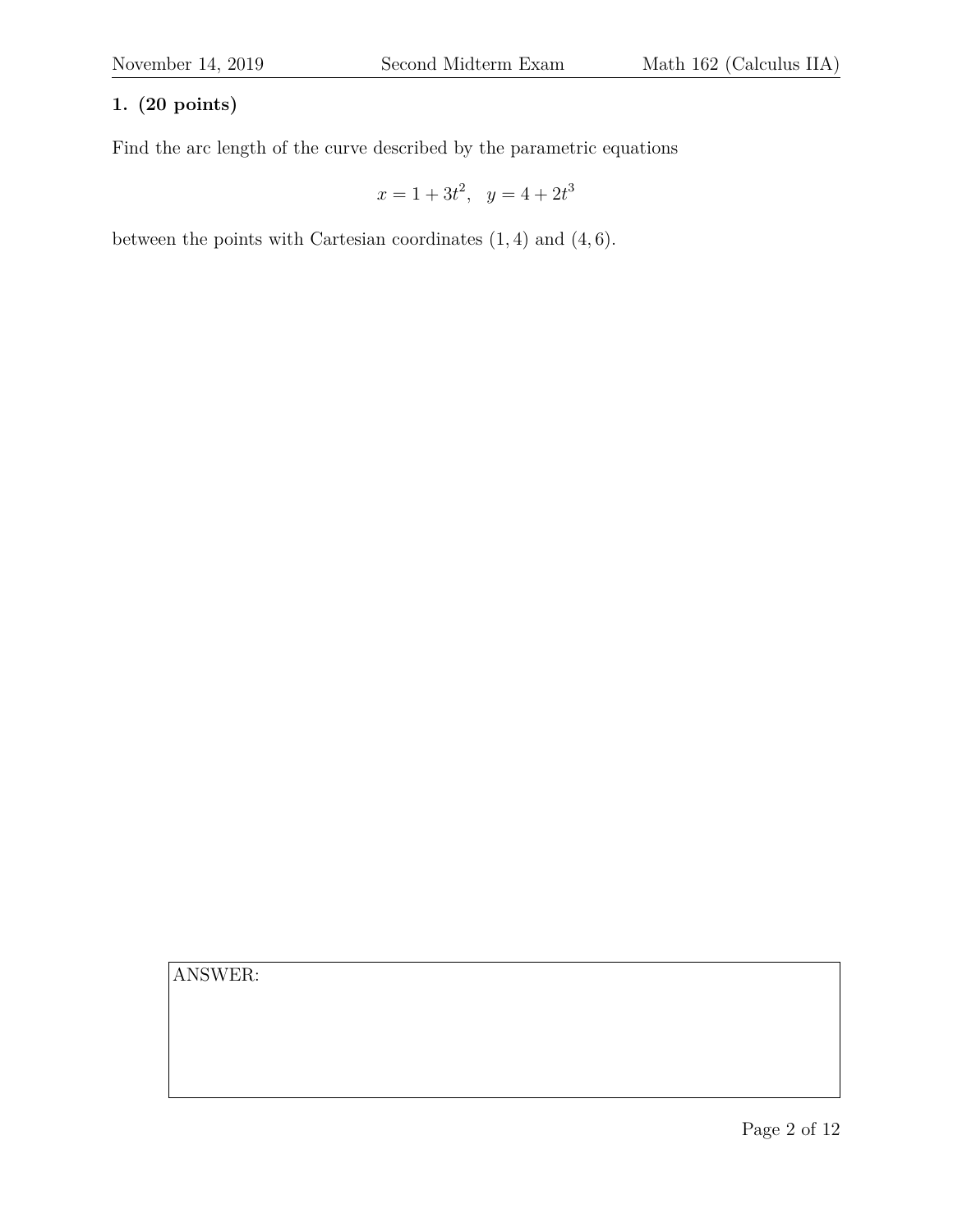**1. (20 points)**

Find the arc length of the curve described by the parametric equations

$$x = 1 + 3t^2, \quad y = 4 + 2t^3$$

between the points with Cartesian coordinates $(1, 4)$ and $(4, 6)$.

ANSWER: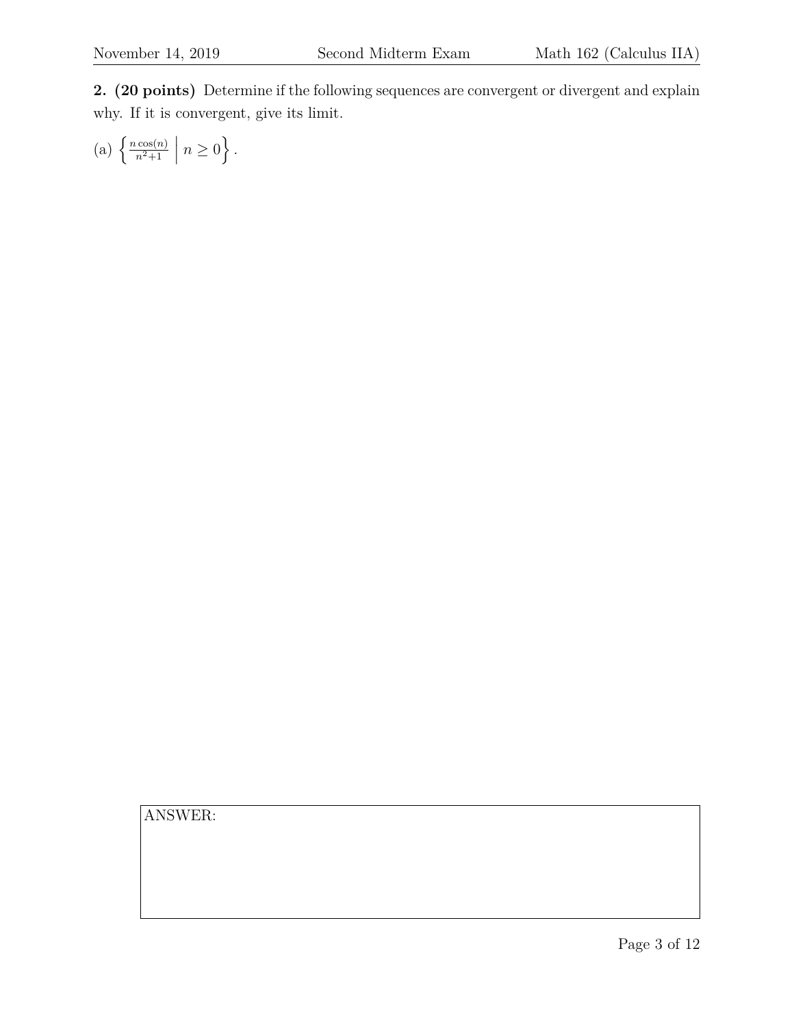**2. (20 points)** Determine if the following sequences are convergent or divergent and explain why. If it is convergent, give its limit.

(a) $\left\{ \frac{n\cos(n)}{n^2+1} \;\middle|\; n \geq 0 \right\}$.

ANSWER: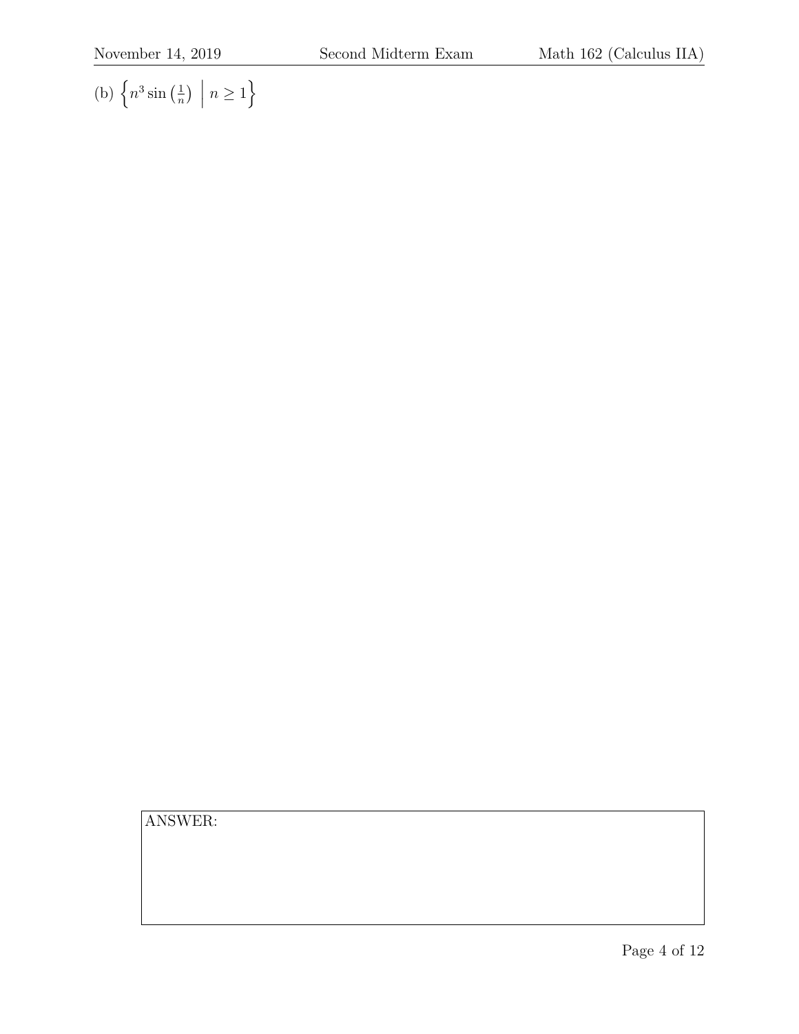(b) $\left\{ n^3 \sin\left(\frac{1}{n}\right) \;\middle|\; n \geq 1 \right\}$

ANSWER: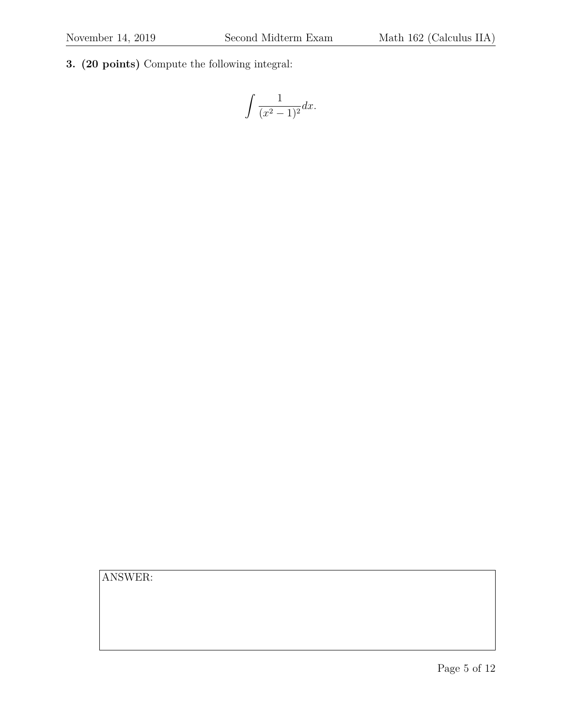**3. (20 points)** Compute the following integral:

$$\int \frac{1}{(x^2-1)^2} dx.$$

ANSWER: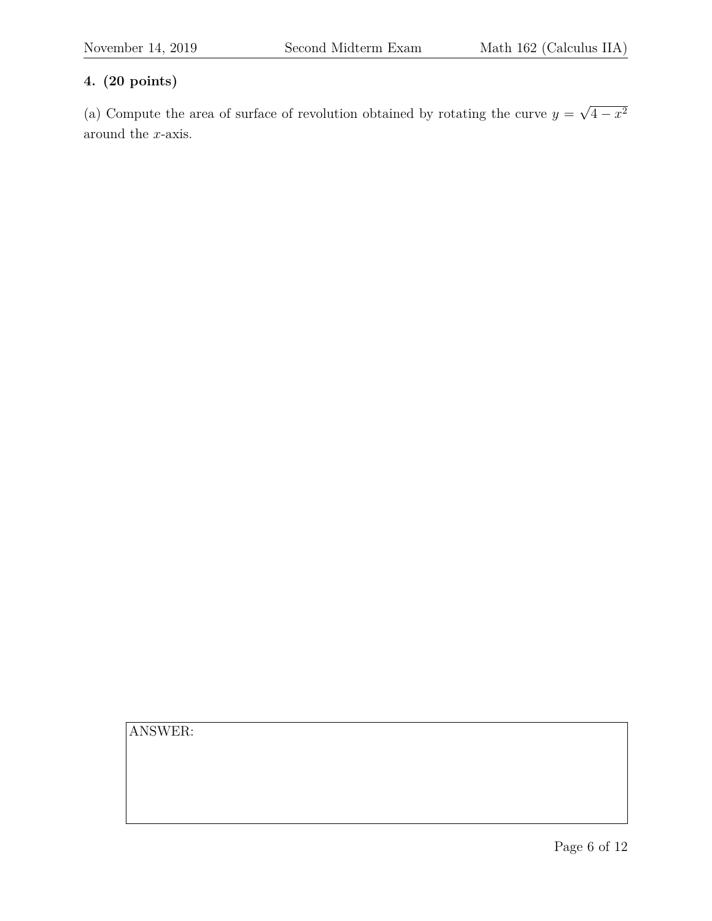**4. (20 points)**

(a) Compute the area of surface of revolution obtained by rotating the curve $y = \sqrt{4 - x^2}$ around the $x$-axis.

ANSWER: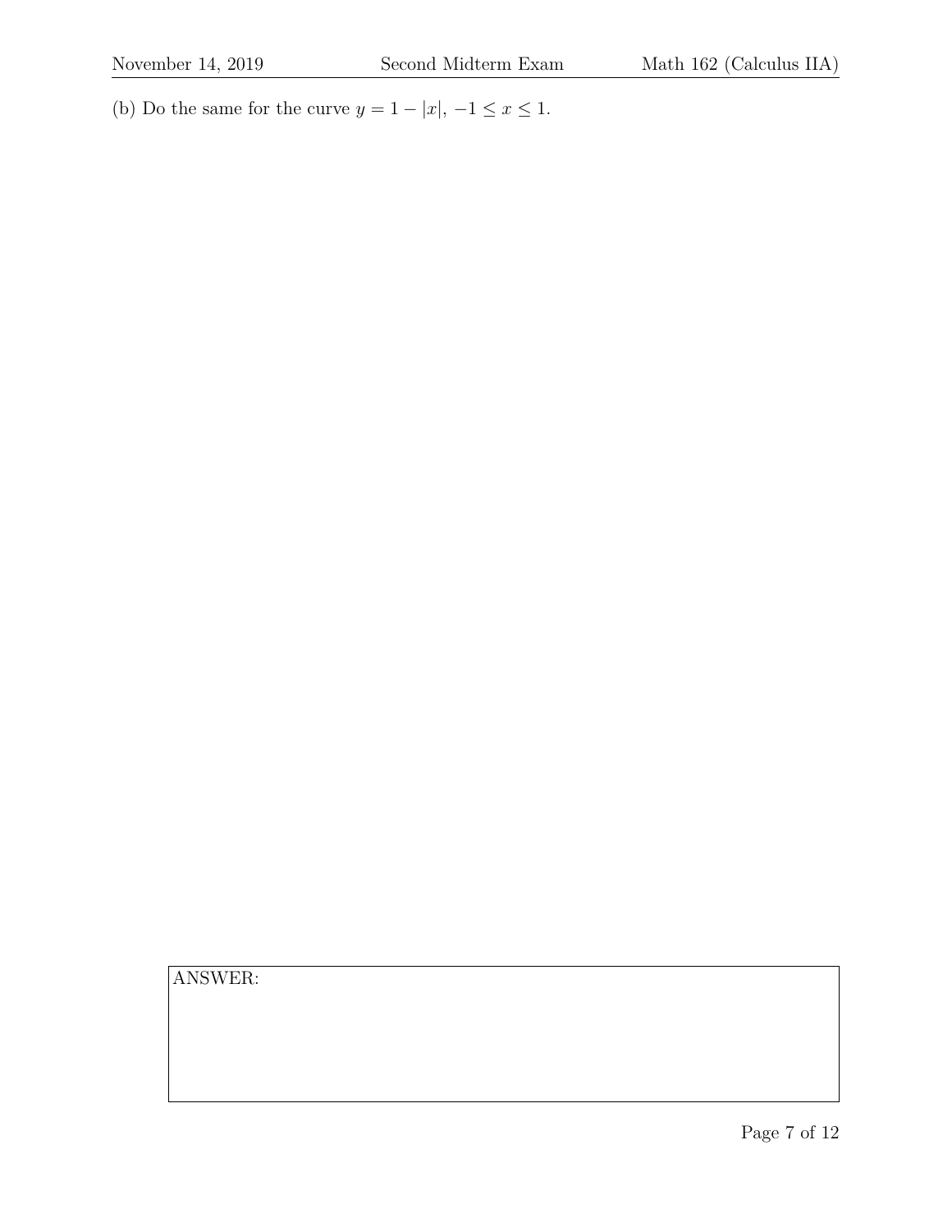(b) Do the same for the curve $y = 1 - |x|$, $-1 \leq x \leq 1$.

ANSWER: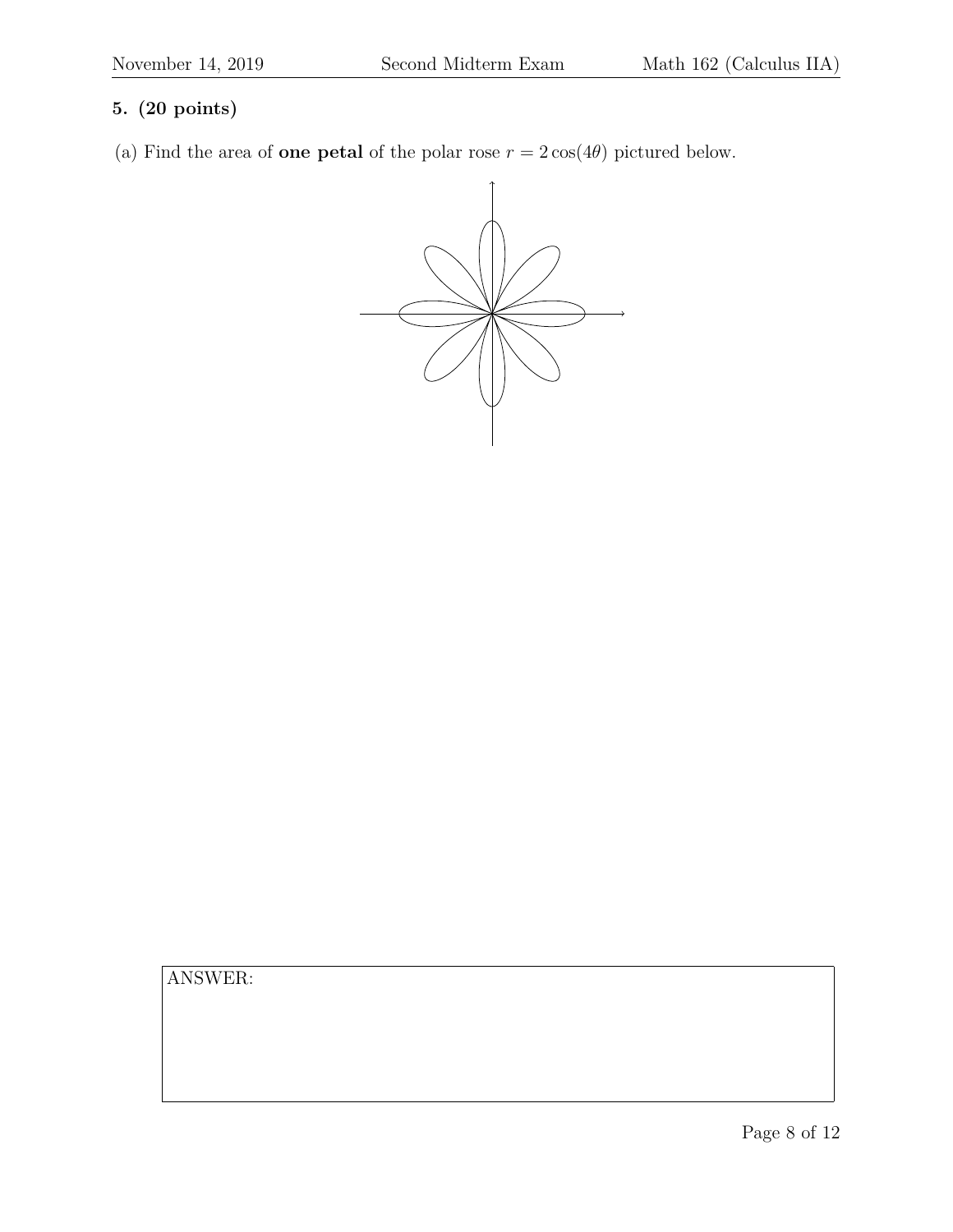**5. (20 points)**

(a) Find the area of **one petal** of the polar rose $r = 2\cos(4\theta)$ pictured below.

ANSWER: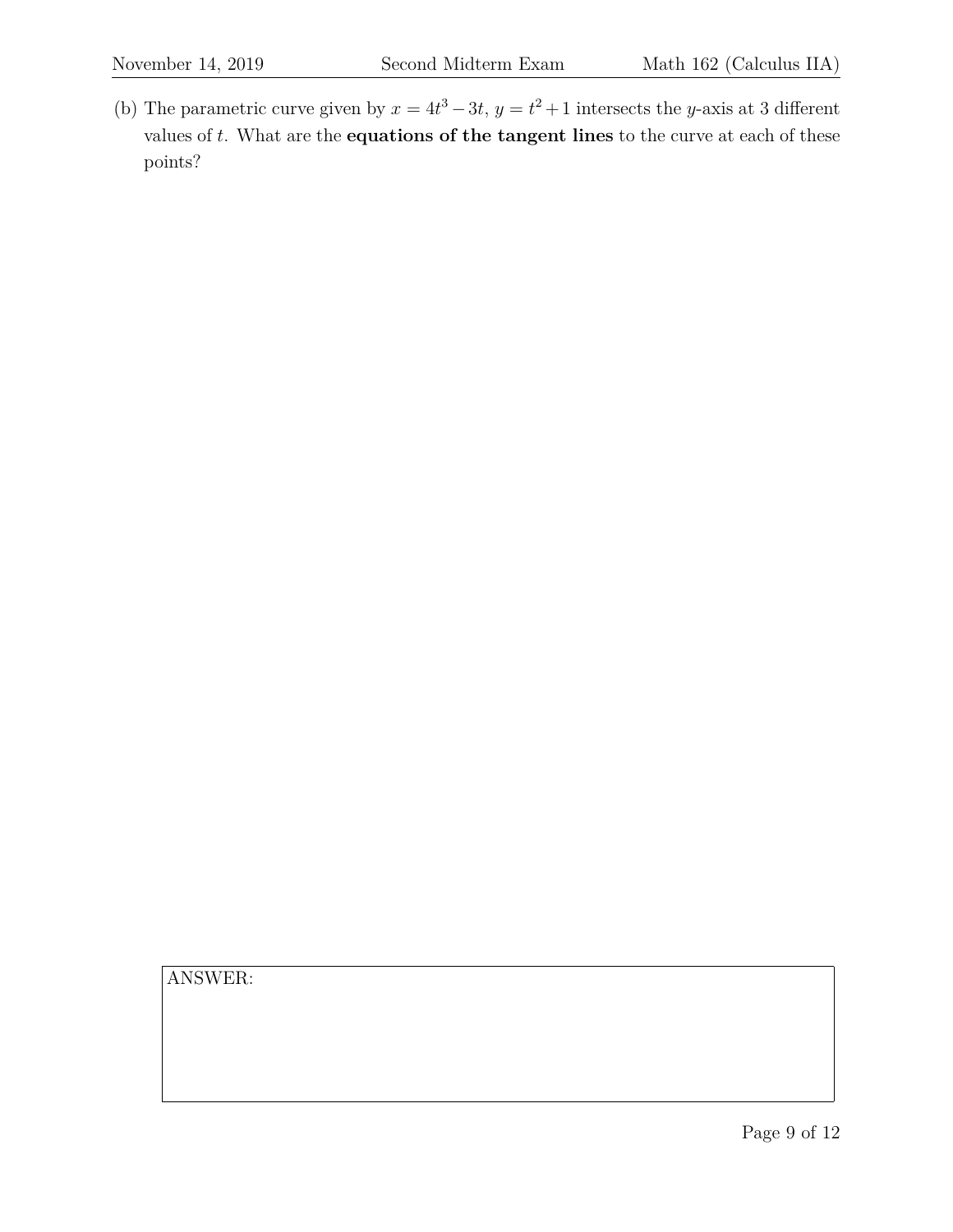(b) The parametric curve given by $x = 4t^3 - 3t$, $y = t^2 + 1$ intersects the $y$-axis at 3 different values of $t$. What are the **equations of the tangent lines** to the curve at each of these points?

ANSWER: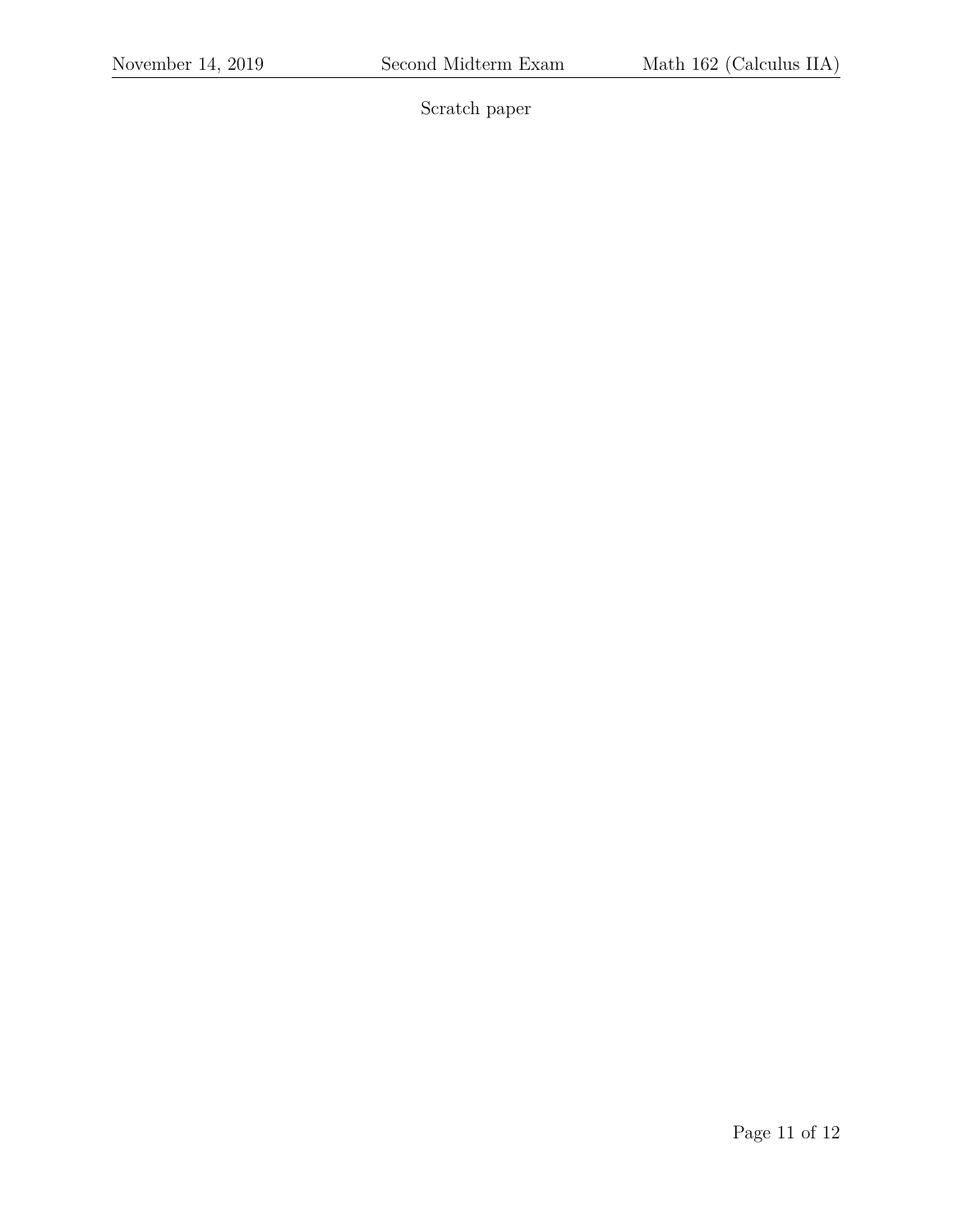Scratch paper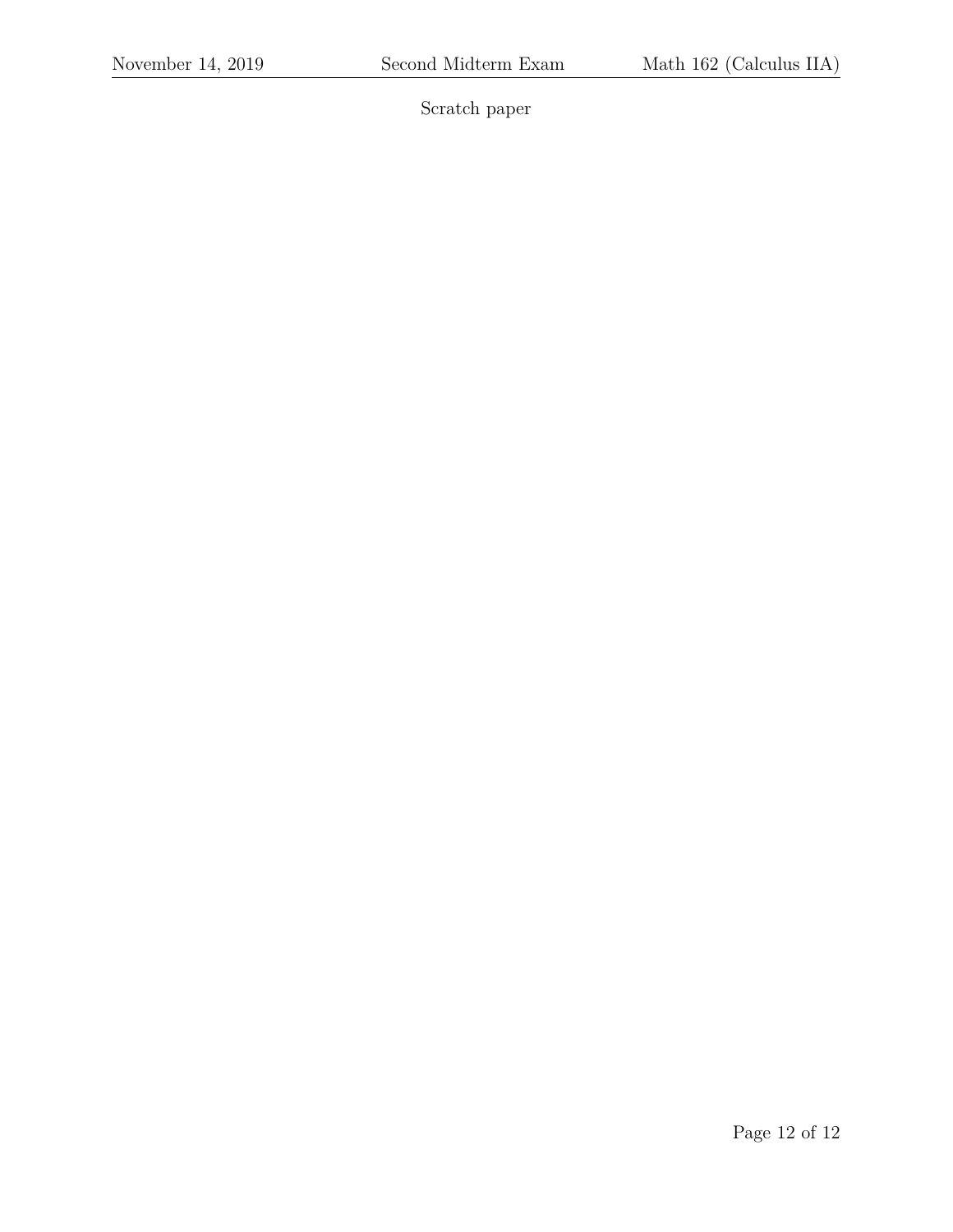Scratch paper